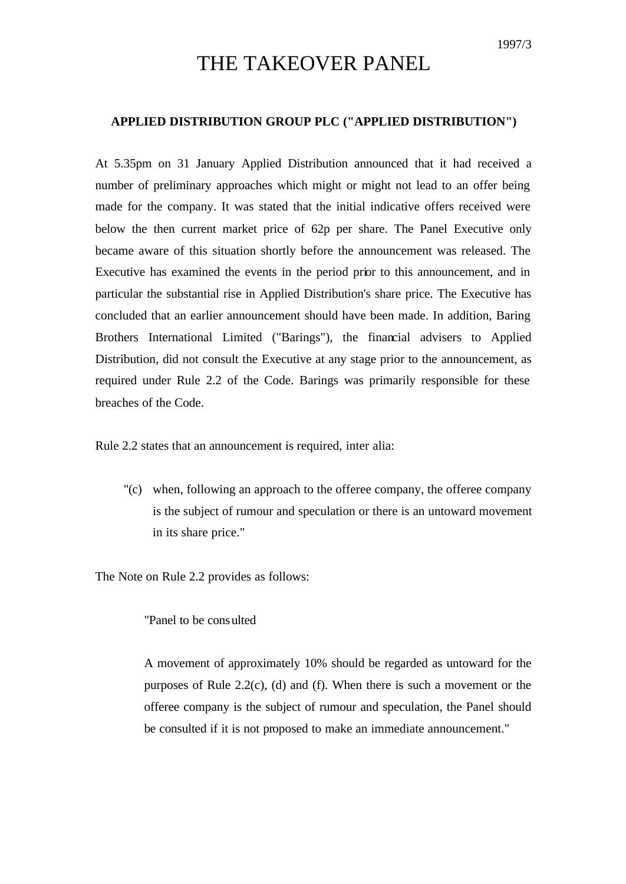1997/3

# THE TAKEOVER PANEL

**APPLIED DISTRIBUTION GROUP PLC ("APPLIED DISTRIBUTION")**

At 5.35pm on 31 January Applied Distribution announced that it had received a number of preliminary approaches which might or might not lead to an offer being made for the company. It was stated that the initial indicative offers received were below the then current market price of 62p per share. The Panel Executive only became aware of this situation shortly before the announcement was released. The Executive has examined the events in the period prior to this announcement, and in particular the substantial rise in Applied Distribution's share price. The Executive has concluded that an earlier announcement should have been made. In addition, Baring Brothers International Limited ("Barings"), the financial advisers to Applied Distribution, did not consult the Executive at any stage prior to the announcement, as required under Rule 2.2 of the Code. Barings was primarily responsible for these breaches of the Code.

Rule 2.2 states that an announcement is required, inter alia:

> "(c) when, following an approach to the offeree company, the offeree company is the subject of rumour and speculation or there is an untoward movement in its share price."

The Note on Rule 2.2 provides as follows:

> "Panel to be consulted
>
> A movement of approximately 10% should be regarded as untoward for the purposes of Rule 2.2(c), (d) and (f). When there is such a movement or the offeree company is the subject of rumour and speculation, the Panel should be consulted if it is not proposed to make an immediate announcement."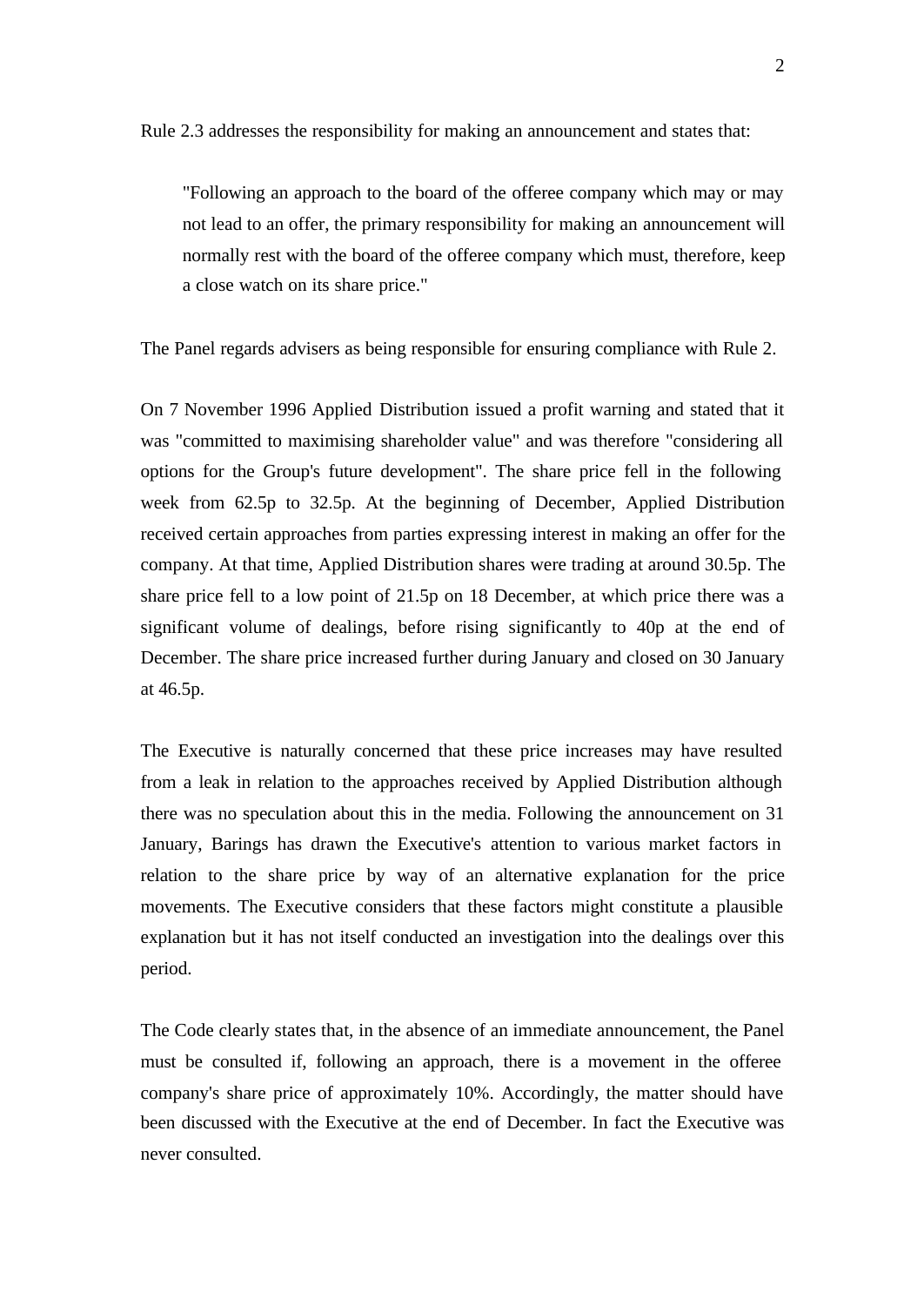Rule 2.3 addresses the responsibility for making an announcement and states that:

> "Following an approach to the board of the offeree company which may or may not lead to an offer, the primary responsibility for making an announcement will normally rest with the board of the offeree company which must, therefore, keep a close watch on its share price."

The Panel regards advisers as being responsible for ensuring compliance with Rule 2.

On 7 November 1996 Applied Distribution issued a profit warning and stated that it was "committed to maximising shareholder value" and was therefore "considering all options for the Group's future development". The share price fell in the following week from 62.5p to 32.5p. At the beginning of December, Applied Distribution received certain approaches from parties expressing interest in making an offer for the company. At that time, Applied Distribution shares were trading at around 30.5p. The share price fell to a low point of 21.5p on 18 December, at which price there was a significant volume of dealings, before rising significantly to 40p at the end of December. The share price increased further during January and closed on 30 January at 46.5p.

The Executive is naturally concerned that these price increases may have resulted from a leak in relation to the approaches received by Applied Distribution although there was no speculation about this in the media. Following the announcement on 31 January, Barings has drawn the Executive's attention to various market factors in relation to the share price by way of an alternative explanation for the price movements. The Executive considers that these factors might constitute a plausible explanation but it has not itself conducted an investigation into the dealings over this period.

The Code clearly states that, in the absence of an immediate announcement, the Panel must be consulted if, following an approach, there is a movement in the offeree company's share price of approximately 10%. Accordingly, the matter should have been discussed with the Executive at the end of December. In fact the Executive was never consulted.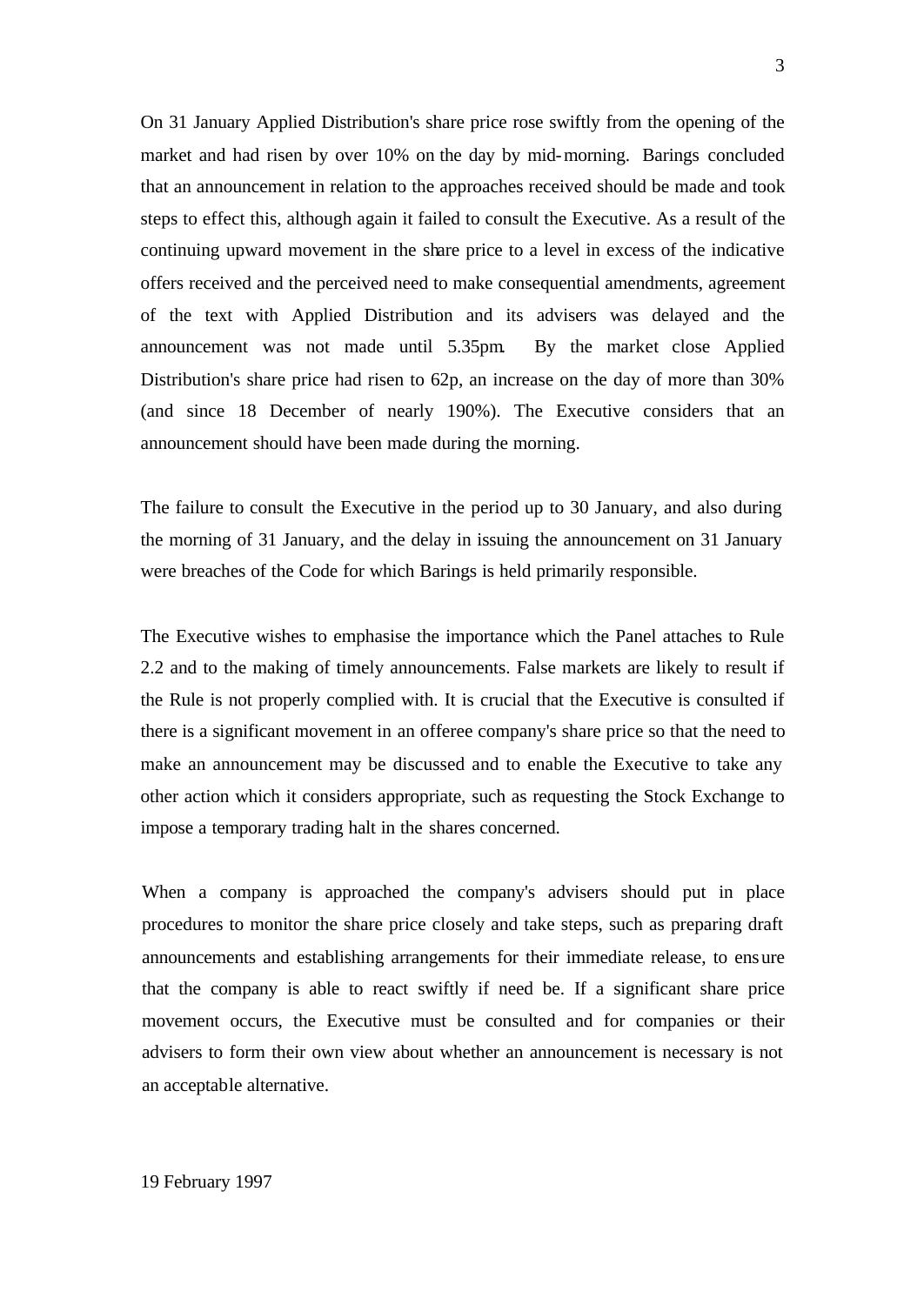On 31 January Applied Distribution's share price rose swiftly from the opening of the market and had risen by over 10% on the day by mid-morning. Barings concluded that an announcement in relation to the approaches received should be made and took steps to effect this, although again it failed to consult the Executive. As a result of the continuing upward movement in the share price to a level in excess of the indicative offers received and the perceived need to make consequential amendments, agreement of the text with Applied Distribution and its advisers was delayed and the announcement was not made until 5.35pm. By the market close Applied Distribution's share price had risen to 62p, an increase on the day of more than 30% (and since 18 December of nearly 190%). The Executive considers that an announcement should have been made during the morning.

The failure to consult the Executive in the period up to 30 January, and also during the morning of 31 January, and the delay in issuing the announcement on 31 January were breaches of the Code for which Barings is held primarily responsible.

The Executive wishes to emphasise the importance which the Panel attaches to Rule 2.2 and to the making of timely announcements. False markets are likely to result if the Rule is not properly complied with. It is crucial that the Executive is consulted if there is a significant movement in an offeree company's share price so that the need to make an announcement may be discussed and to enable the Executive to take any other action which it considers appropriate, such as requesting the Stock Exchange to impose a temporary trading halt in the shares concerned.

When a company is approached the company's advisers should put in place procedures to monitor the share price closely and take steps, such as preparing draft announcements and establishing arrangements for their immediate release, to ensure that the company is able to react swiftly if need be. If a significant share price movement occurs, the Executive must be consulted and for companies or their advisers to form their own view about whether an announcement is necessary is not an acceptable alternative.

19 February 1997